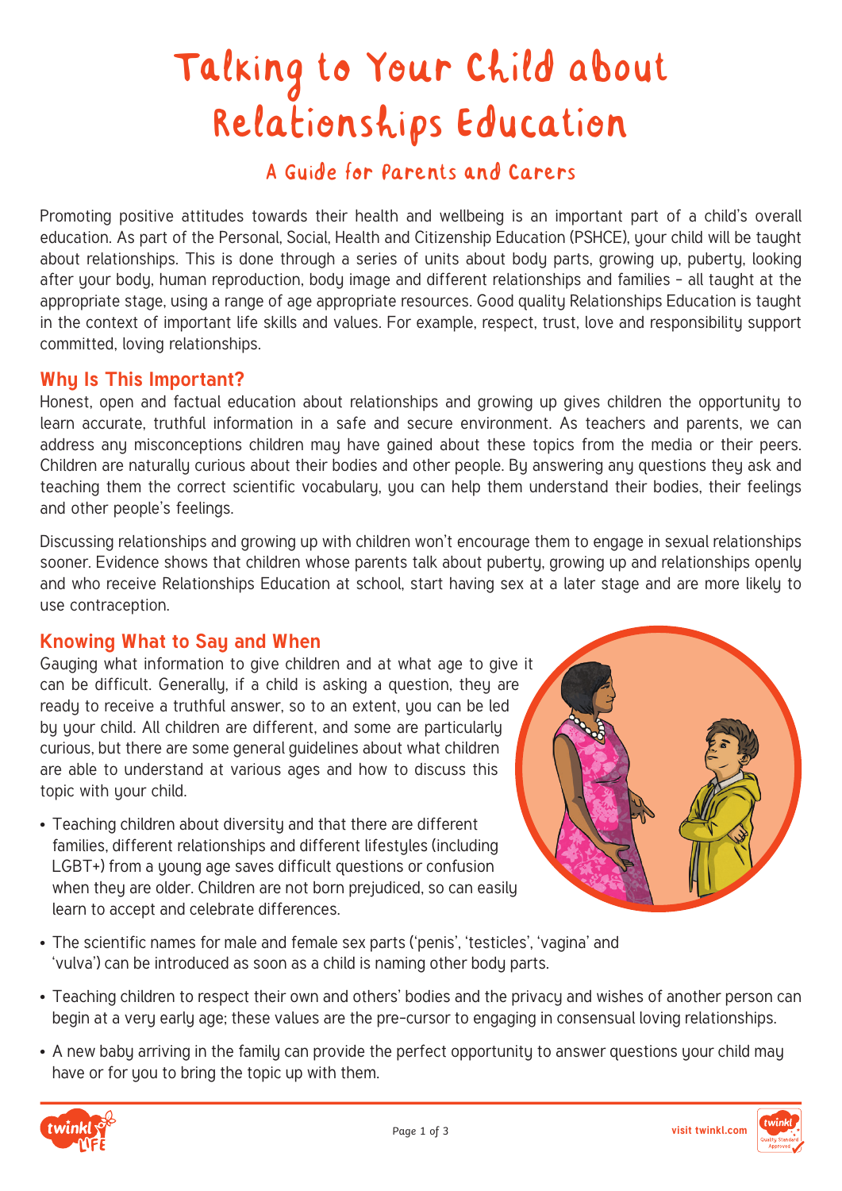# Talking to Your Child about Relationships Education

## A Guide for Parents and Carers

Promoting positive attitudes towards their health and wellbeing is an important part of a child's overall education. As part of the Personal, Social, Health and Citizenship Education (PSHCE), your child will be taught about relationships. This is done through a series of units about body parts, growing up, puberty, looking after your body, human reproduction, body image and different relationships and families – all taught at the appropriate stage, using a range of age appropriate resources. Good quality Relationships Education is taught in the context of important life skills and values. For example, respect, trust, love and responsibility support committed, loving relationships.

### Why Is This Important?

Honest, open and factual education about relationships and growing up gives children the opportunity to learn accurate, truthful information in a safe and secure environment. As teachers and parents, we can address any misconceptions children may have gained about these topics from the media or their peers. Children are naturally curious about their bodies and other people. By answering any questions they ask and teaching them the correct scientific vocabulary, you can help them understand their bodies, their feelings and other people's feelings.

Discussing relationships and growing up with children won't encourage them to engage in sexual relationships sooner. Evidence shows that children whose parents talk about puberty, growing up and relationships openly and who receive Relationships Education at school, start having sex at a later stage and are more likely to use contraception.

### Knowing What to Say and When

Gauging what information to give children and at what age to give it can be difficult. Generally, if a child is asking a question, they are ready to receive a truthful answer, so to an extent, you can be led by your child. All children are different, and some are particularly curious, but there are some general guidelines about what children are able to understand at various ages and how to discuss this topic with your child.

- Teaching children about diversity and that there are different families, different relationships and different lifestyles (including LGBT+) from a young age saves difficult questions or confusion when they are older. Children are not born prejudiced, so can easily learn to accept and celebrate differences.
- The scientific names for male and female sex parts ('penis', 'testicles', 'vagina' and 'vulva') can be introduced as soon as a child is naming other body parts.
- Teaching children to respect their own and others' bodies and the privacy and wishes of another person can begin at a very early age; these values are the pre-cursor to engaging in consensual loving relationships.
- A new baby arriving in the family can provide the perfect opportunity to answer questions your child may have or for you to bring the topic up with them.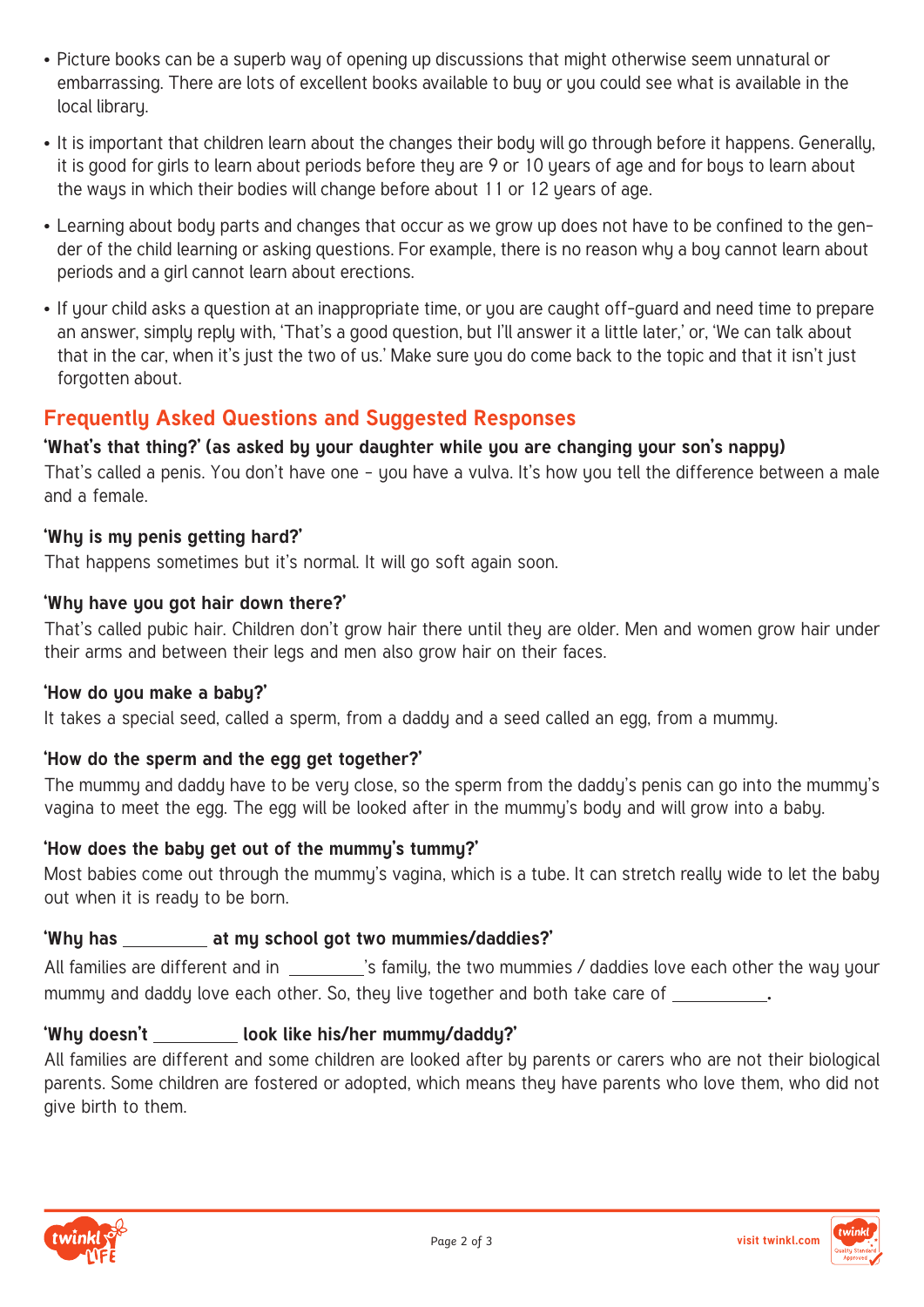- Picture books can be a superb way of opening up discussions that might otherwise seem unnatural or embarrassing. There are lots of excellent books available to buy or you could see what is available in the local library.
- It is important that children learn about the changes their body will go through before it happens. Generally, it is good for girls to learn about periods before they are 9 or 10 years of age and for boys to learn about the ways in which their bodies will change before about 11 or 12 years of age.
- Learning about body parts and changes that occur as we grow up does not have to be confined to the gender of the child learning or asking questions. For example, there is no reason why a boy cannot learn about periods and a girl cannot learn about erections.
- If your child asks a question at an inappropriate time, or you are caught off-guard and need time to prepare an answer, simply reply with, 'That's a good question, but I'll answer it a little later,' or, 'We can talk about that in the car, when it's just the two of us.' Make sure you do come back to the topic and that it isn't just forgotten about.

## Frequently Asked Questions and Suggested Responses

**'What's that thing?' (as asked by your daughter while you are changing your son's nappy)**

That's called a penis. You don't have one - you have a vulva. It's how you tell the difference between a male and a female.

**'Why is my penis getting hard?'**

That happens sometimes but it's normal. It will go soft again soon.

**'Why have you got hair down there?'**

That's called pubic hair. Children don't grow hair there until they are older. Men and women grow hair under their arms and between their legs and men also grow hair on their faces.

**'How do you make a baby?'**

It takes a special seed, called a sperm, from a daddy and a seed called an egg, from a mummy.

**'How do the sperm and the egg get together?'**

The mummy and daddy have to be very close, so the sperm from the daddy's penis can go into the mummy's vagina to meet the egg. The egg will be looked after in the mummy's body and will grow into a baby.

**'How does the baby get out of the mummy's tummy?'**

Most babies come out through the mummy's vagina, which is a tube. It can stretch really wide to let the baby out when it is ready to be born.

**'Why has _________ at my school got two mummies/daddies?'**

All families are different and in _________'s family, the two mummies / daddies love each other the way your mummy and daddy love each other. So, they live together and both take care of __________.

**'Why doesn't _________ look like his/her mummy/daddy?'**

All families are different and some children are looked after by parents or carers who are not their biological parents. Some children are fostered or adopted, which means they have parents who love them, who did not give birth to them.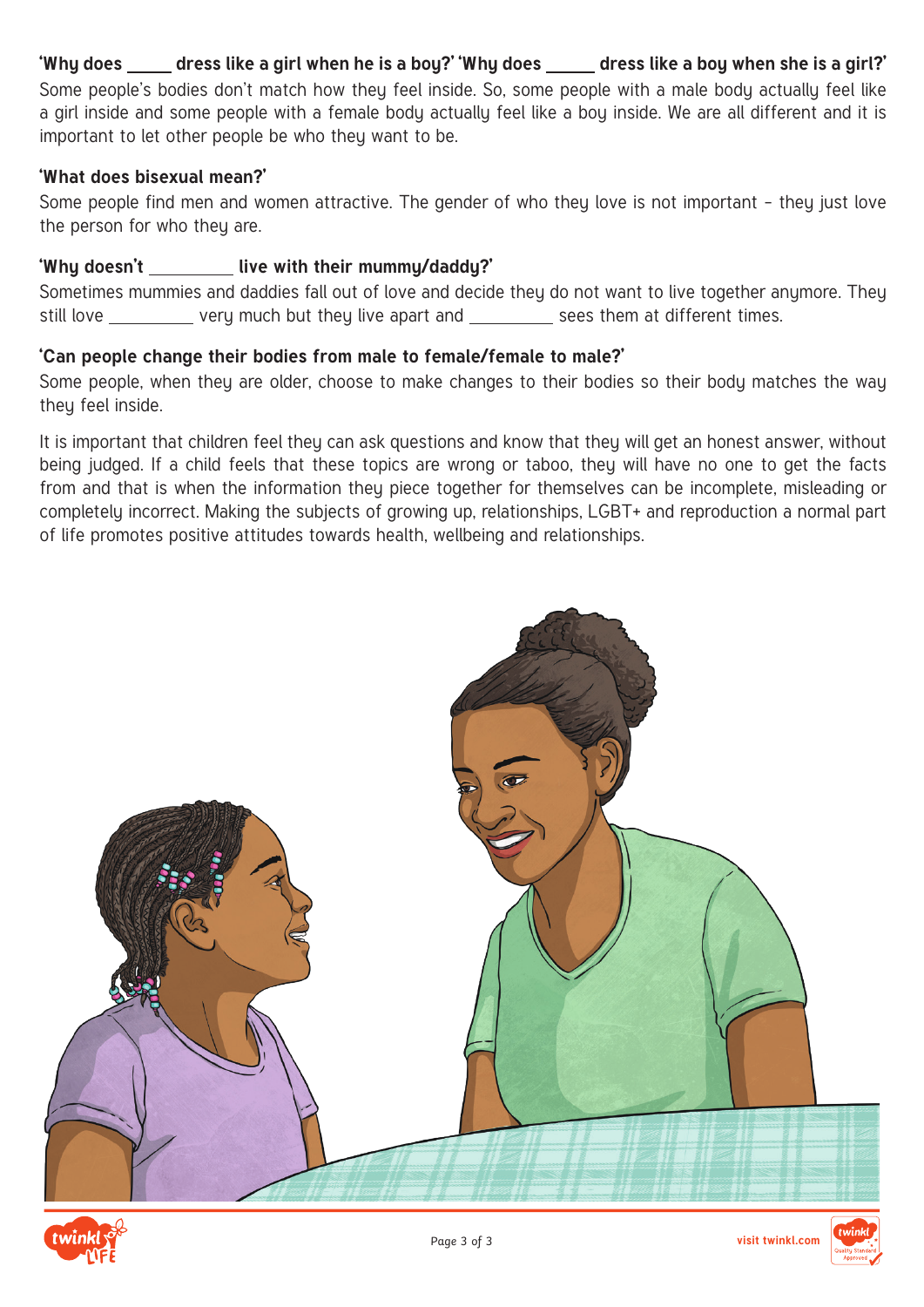**'Why does _____ dress like a girl when he is a boy?' 'Why does _____ dress like a boy when she is a girl?'**

Some people's bodies don't match how they feel inside. So, some people with a male body actually feel like a girl inside and some people with a female body actually feel like a boy inside. We are all different and it is important to let other people be who they want to be.

**'What does bisexual mean?'**

Some people find men and women attractive. The gender of who they love is not important – they just love the person for who they are.

**'Why doesn't _________ live with their mummy/daddy?'**

Sometimes mummies and daddies fall out of love and decide they do not want to live together anymore. They still love _________ very much but they live apart and _________ sees them at different times.

**'Can people change their bodies from male to female/female to male?'**

Some people, when they are older, choose to make changes to their bodies so their body matches the way they feel inside.

It is important that children feel they can ask questions and know that they will get an honest answer, without being judged. If a child feels that these topics are wrong or taboo, they will have no one to get the facts from and that is when the information they piece together for themselves can be incomplete, misleading or completely incorrect. Making the subjects of growing up, relationships, LGBT+ and reproduction a normal part of life promotes positive attitudes towards health, wellbeing and relationships.